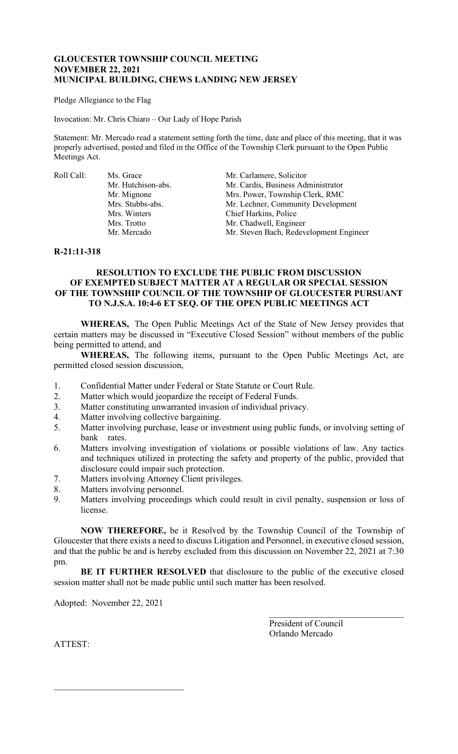# GLOUCESTER TOWNSHIP COUNCIL MEETING
# NOVEMBER 22, 2021
# MUNICIPAL BUILDING, CHEWS LANDING NEW JERSEY

Pledge Allegiance to the Flag

Invocation: Mr. Chris Chiaro – Our Lady of Hope Parish

Statement: Mr. Mercado read a statement setting forth the time, date and place of this meeting, that it was properly advertised, posted and filed in the Office of the Township Clerk pursuant to the Open Public Meetings Act.

| Roll Call: | | |
|---|---|---|
| | Ms. Grace | Mr. Carlamere, Solicitor |
| | Mr. Hutchison-abs. | Mr. Cardis, Business Administrator |
| | Mr. Mignone | Mrs. Power, Township Clerk, RMC |
| | Mrs. Stubbs-abs. | Mr. Lechner, Community Development |
| | Mrs. Winters | Chief Harkins, Police |
| | Mrs. Trotto | Mr. Chadwell, Engineer |
| | Mr. Mercado | Mr. Steven Bach, Redevelopment Engineer |

**R-21:11-318**

## RESOLUTION TO EXCLUDE THE PUBLIC FROM DISCUSSION OF EXEMPTED SUBJECT MATTER AT A REGULAR OR SPECIAL SESSION OF THE TOWNSHIP COUNCIL OF THE TOWNSHIP OF GLOUCESTER PURSUANT TO N.J.S.A. 10:4-6 ET SEQ. OF THE OPEN PUBLIC MEETINGS ACT

**WHEREAS,** The Open Public Meetings Act of the State of New Jersey provides that certain matters may be discussed in "Executive Closed Session" without members of the public being permitted to attend, and

**WHEREAS,** The following items, pursuant to the Open Public Meetings Act, are permitted closed session discussion,

1. Confidential Matter under Federal or State Statute or Court Rule.
2. Matter which would jeopardize the receipt of Federal Funds.
3. Matter constituting unwarranted invasion of individual privacy.
4. Matter involving collective bargaining.
5. Matter involving purchase, lease or investment using public funds, or involving setting of bank rates.
6. Matters involving investigation of violations or possible violations of law. Any tactics and techniques utilized in protecting the safety and property of the public, provided that disclosure could impair such protection.
7. Matters involving Attorney Client privileges.
8. Matters involving personnel.
9. Matters involving proceedings which could result in civil penalty, suspension or loss of license.

**NOW THEREFORE,** be it Resolved by the Township Council of the Township of Gloucester that there exists a need to discuss Litigation and Personnel, in executive closed session, and that the public be and is hereby excluded from this discussion on November 22, 2021 at 7:30 pm.

**BE IT FURTHER RESOLVED** that disclosure to the public of the executive closed session matter shall not be made public until such matter has been resolved.

Adopted: November 22, 2021

\_\_\_\_\_\_\_\_\_\_\_\_\_\_\_\_\_\_\_\_\_\_\_\_\_\_\_\_\_\_
President of Council
Orlando Mercado

ATTEST:

\_\_\_\_\_\_\_\_\_\_\_\_\_\_\_\_\_\_\_\_\_\_\_\_\_\_\_\_\_\_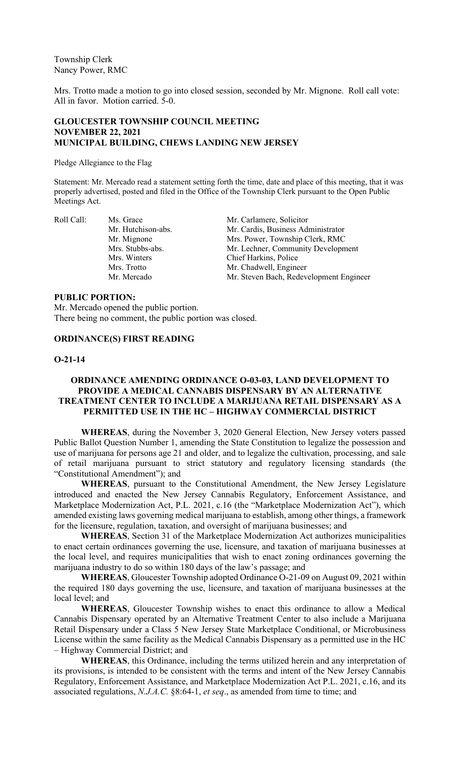Township Clerk
Nancy Power, RMC

Mrs. Trotto made a motion to go into closed session, seconded by Mr. Mignone. Roll call vote: All in favor. Motion carried. 5-0.

**GLOUCESTER TOWNSHIP COUNCIL MEETING**
**NOVEMBER 22, 2021**
**MUNICIPAL BUILDING, CHEWS LANDING NEW JERSEY**

Pledge Allegiance to the Flag

Statement: Mr. Mercado read a statement setting forth the time, date and place of this meeting, that it was properly advertised, posted and filed in the Office of the Township Clerk pursuant to the Open Public Meetings Act.

| Roll Call: | | |
|---|---|---|
| | Ms. Grace | Mr. Carlamere, Solicitor |
| | Mr. Hutchison-abs. | Mr. Cardis, Business Administrator |
| | Mr. Mignone | Mrs. Power, Township Clerk, RMC |
| | Mrs. Stubbs-abs. | Mr. Lechner, Community Development |
| | Mrs. Winters | Chief Harkins, Police |
| | Mrs. Trotto | Mr. Chadwell, Engineer |
| | Mr. Mercado | Mr. Steven Bach, Redevelopment Engineer |

**PUBLIC PORTION:**

Mr. Mercado opened the public portion.
There being no comment, the public portion was closed.

**ORDINANCE(S) FIRST READING**

**O-21-14**

**ORDINANCE AMENDING ORDINANCE O-03-03, LAND DEVELOPMENT TO PROVIDE A MEDICAL CANNABIS DISPENSARY BY AN ALTERNATIVE TREATMENT CENTER TO INCLUDE A MARIJUANA RETAIL DISPENSARY AS A PERMITTED USE IN THE HC – HIGHWAY COMMERCIAL DISTRICT**

**WHEREAS**, during the November 3, 2020 General Election, New Jersey voters passed Public Ballot Question Number 1, amending the State Constitution to legalize the possession and use of marijuana for persons age 21 and older, and to legalize the cultivation, processing, and sale of retail marijuana pursuant to strict statutory and regulatory licensing standards (the "Constitutional Amendment"); and

**WHEREAS**, pursuant to the Constitutional Amendment, the New Jersey Legislature introduced and enacted the New Jersey Cannabis Regulatory, Enforcement Assistance, and Marketplace Modernization Act, P.L. 2021, c.16 (the "Marketplace Modernization Act"), which amended existing laws governing medical marijuana to establish, among other things, a framework for the licensure, regulation, taxation, and oversight of marijuana businesses; and

**WHEREAS**, Section 31 of the Marketplace Modernization Act authorizes municipalities to enact certain ordinances governing the use, licensure, and taxation of marijuana businesses at the local level, and requires municipalities that wish to enact zoning ordinances governing the marijuana industry to do so within 180 days of the law's passage; and

**WHEREAS**, Gloucester Township adopted Ordinance O-21-09 on August 09, 2021 within the required 180 days governing the use, licensure, and taxation of marijuana businesses at the local level; and

**WHEREAS**, Gloucester Township wishes to enact this ordinance to allow a Medical Cannabis Dispensary operated by an Alternative Treatment Center to also include a Marijuana Retail Dispensary under a Class 5 New Jersey State Marketplace Conditional, or Microbusiness License within the same facility as the Medical Cannabis Dispensary as a permitted use in the HC – Highway Commercial District; and

**WHEREAS**, this Ordinance, including the terms utilized herein and any interpretation of its provisions, is intended to be consistent with the terms and intent of the New Jersey Cannabis Regulatory, Enforcement Assistance, and Marketplace Modernization Act P.L. 2021, c.16, and its associated regulations, *N.J.A.C.* §8:64-1, *et seq*., as amended from time to time; and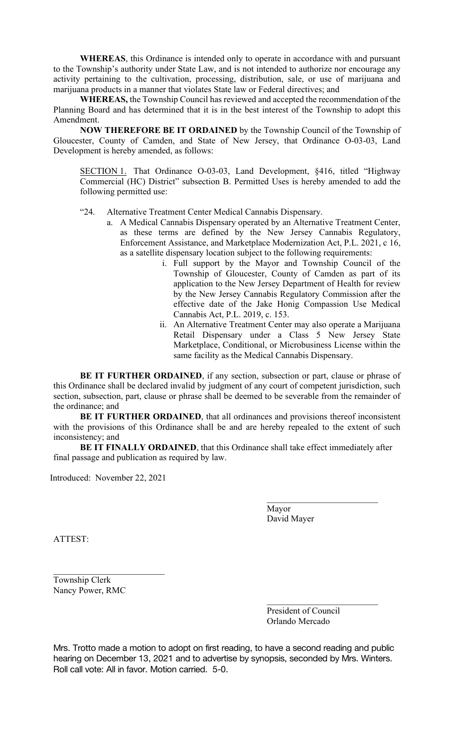**WHEREAS**, this Ordinance is intended only to operate in accordance with and pursuant to the Township's authority under State Law, and is not intended to authorize nor encourage any activity pertaining to the cultivation, processing, distribution, sale, or use of marijuana and marijuana products in a manner that violates State law or Federal directives; and

**WHEREAS,** the Township Council has reviewed and accepted the recommendation of the Planning Board and has determined that it is in the best interest of the Township to adopt this Amendment.

**NOW THEREFORE BE IT ORDAINED** by the Township Council of the Township of Gloucester, County of Camden, and State of New Jersey, that Ordinance O-03-03, Land Development is hereby amended, as follows:

<u>SECTION 1.</u> That Ordinance O-03-03, Land Development, §416, titled "Highway Commercial (HC) District" subsection B. Permitted Uses is hereby amended to add the following permitted use:

"24. Alternative Treatment Center Medical Cannabis Dispensary.

a. A Medical Cannabis Dispensary operated by an Alternative Treatment Center, as these terms are defined by the New Jersey Cannabis Regulatory, Enforcement Assistance, and Marketplace Modernization Act, P.L. 2021, c 16, as a satellite dispensary location subject to the following requirements:

i. Full support by the Mayor and Township Council of the Township of Gloucester, County of Camden as part of its application to the New Jersey Department of Health for review by the New Jersey Cannabis Regulatory Commission after the effective date of the Jake Honig Compassion Use Medical Cannabis Act, P.L. 2019, c. 153.

ii. An Alternative Treatment Center may also operate a Marijuana Retail Dispensary under a Class 5 New Jersey State Marketplace, Conditional, or Microbusiness License within the same facility as the Medical Cannabis Dispensary.

**BE IT FURTHER ORDAINED**, if any section, subsection or part, clause or phrase of this Ordinance shall be declared invalid by judgment of any court of competent jurisdiction, such section, subsection, part, clause or phrase shall be deemed to be severable from the remainder of the ordinance; and

**BE IT FURTHER ORDAINED**, that all ordinances and provisions thereof inconsistent with the provisions of this Ordinance shall be and are hereby repealed to the extent of such inconsistency; and

**BE IT FINALLY ORDAINED**, that this Ordinance shall take effect immediately after final passage and publication as required by law.

Introduced: November 22, 2021

\_\_\_\_\_\_\_\_\_\_\_\_\_\_\_\_\_\_\_\_\_\_\_\_\_\_

Mayor
David Mayer

ATTEST:

\_\_\_\_\_\_\_\_\_\_\_\_\_\_\_\_\_\_\_\_\_\_\_\_\_\_

Township Clerk
Nancy Power, RMC

\_\_\_\_\_\_\_\_\_\_\_\_\_\_\_\_\_\_\_\_\_\_\_\_\_\_

President of Council
Orlando Mercado

Mrs. Trotto made a motion to adopt on first reading, to have a second reading and public hearing on December 13, 2021 and to advertise by synopsis, seconded by Mrs. Winters. Roll call vote: All in favor. Motion carried. 5-0.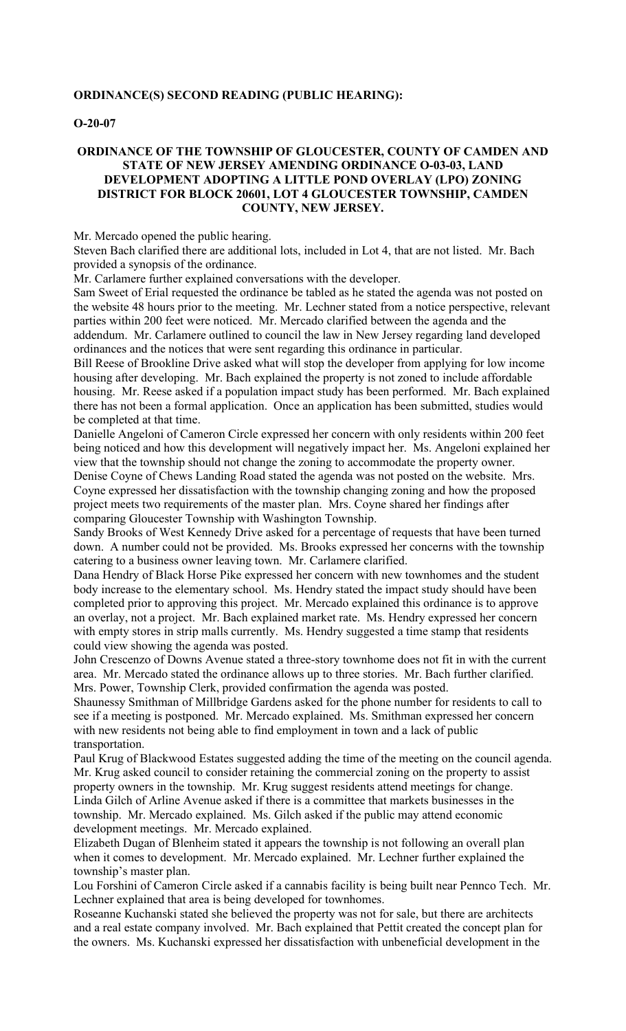**ORDINANCE(S) SECOND READING (PUBLIC HEARING):**

**O-20-07**

**ORDINANCE OF THE TOWNSHIP OF GLOUCESTER, COUNTY OF CAMDEN AND STATE OF NEW JERSEY AMENDING ORDINANCE O-03-03, LAND DEVELOPMENT ADOPTING A LITTLE POND OVERLAY (LPO) ZONING DISTRICT FOR BLOCK 20601, LOT 4 GLOUCESTER TOWNSHIP, CAMDEN COUNTY, NEW JERSEY.**

Mr. Mercado opened the public hearing.

Steven Bach clarified there are additional lots, included in Lot 4, that are not listed. Mr. Bach provided a synopsis of the ordinance.

Mr. Carlamere further explained conversations with the developer.

Sam Sweet of Erial requested the ordinance be tabled as he stated the agenda was not posted on the website 48 hours prior to the meeting. Mr. Lechner stated from a notice perspective, relevant parties within 200 feet were noticed. Mr. Mercado clarified between the agenda and the addendum. Mr. Carlamere outlined to council the law in New Jersey regarding land developed ordinances and the notices that were sent regarding this ordinance in particular.

Bill Reese of Brookline Drive asked what will stop the developer from applying for low income housing after developing. Mr. Bach explained the property is not zoned to include affordable housing. Mr. Reese asked if a population impact study has been performed. Mr. Bach explained there has not been a formal application. Once an application has been submitted, studies would be completed at that time.

Danielle Angeloni of Cameron Circle expressed her concern with only residents within 200 feet being noticed and how this development will negatively impact her. Ms. Angeloni explained her view that the township should not change the zoning to accommodate the property owner.

Denise Coyne of Chews Landing Road stated the agenda was not posted on the website. Mrs. Coyne expressed her dissatisfaction with the township changing zoning and how the proposed project meets two requirements of the master plan. Mrs. Coyne shared her findings after comparing Gloucester Township with Washington Township.

Sandy Brooks of West Kennedy Drive asked for a percentage of requests that have been turned down. A number could not be provided. Ms. Brooks expressed her concerns with the township catering to a business owner leaving town. Mr. Carlamere clarified.

Dana Hendry of Black Horse Pike expressed her concern with new townhomes and the student body increase to the elementary school. Ms. Hendry stated the impact study should have been completed prior to approving this project. Mr. Mercado explained this ordinance is to approve an overlay, not a project. Mr. Bach explained market rate. Ms. Hendry expressed her concern with empty stores in strip malls currently. Ms. Hendry suggested a time stamp that residents could view showing the agenda was posted.

John Crescenzo of Downs Avenue stated a three-story townhome does not fit in with the current area. Mr. Mercado stated the ordinance allows up to three stories. Mr. Bach further clarified.

Mrs. Power, Township Clerk, provided confirmation the agenda was posted.

Shaunessy Smithman of Millbridge Gardens asked for the phone number for residents to call to see if a meeting is postponed. Mr. Mercado explained. Ms. Smithman expressed her concern with new residents not being able to find employment in town and a lack of public transportation.

Paul Krug of Blackwood Estates suggested adding the time of the meeting on the council agenda. Mr. Krug asked council to consider retaining the commercial zoning on the property to assist property owners in the township. Mr. Krug suggest residents attend meetings for change.

Linda Gilch of Arline Avenue asked if there is a committee that markets businesses in the township. Mr. Mercado explained. Ms. Gilch asked if the public may attend economic development meetings. Mr. Mercado explained.

Elizabeth Dugan of Blenheim stated it appears the township is not following an overall plan when it comes to development. Mr. Mercado explained. Mr. Lechner further explained the township's master plan.

Lou Forshini of Cameron Circle asked if a cannabis facility is being built near Pennco Tech. Mr. Lechner explained that area is being developed for townhomes.

Roseanne Kuchanski stated she believed the property was not for sale, but there are architects and a real estate company involved. Mr. Bach explained that Pettit created the concept plan for the owners. Ms. Kuchanski expressed her dissatisfaction with unbeneficial development in the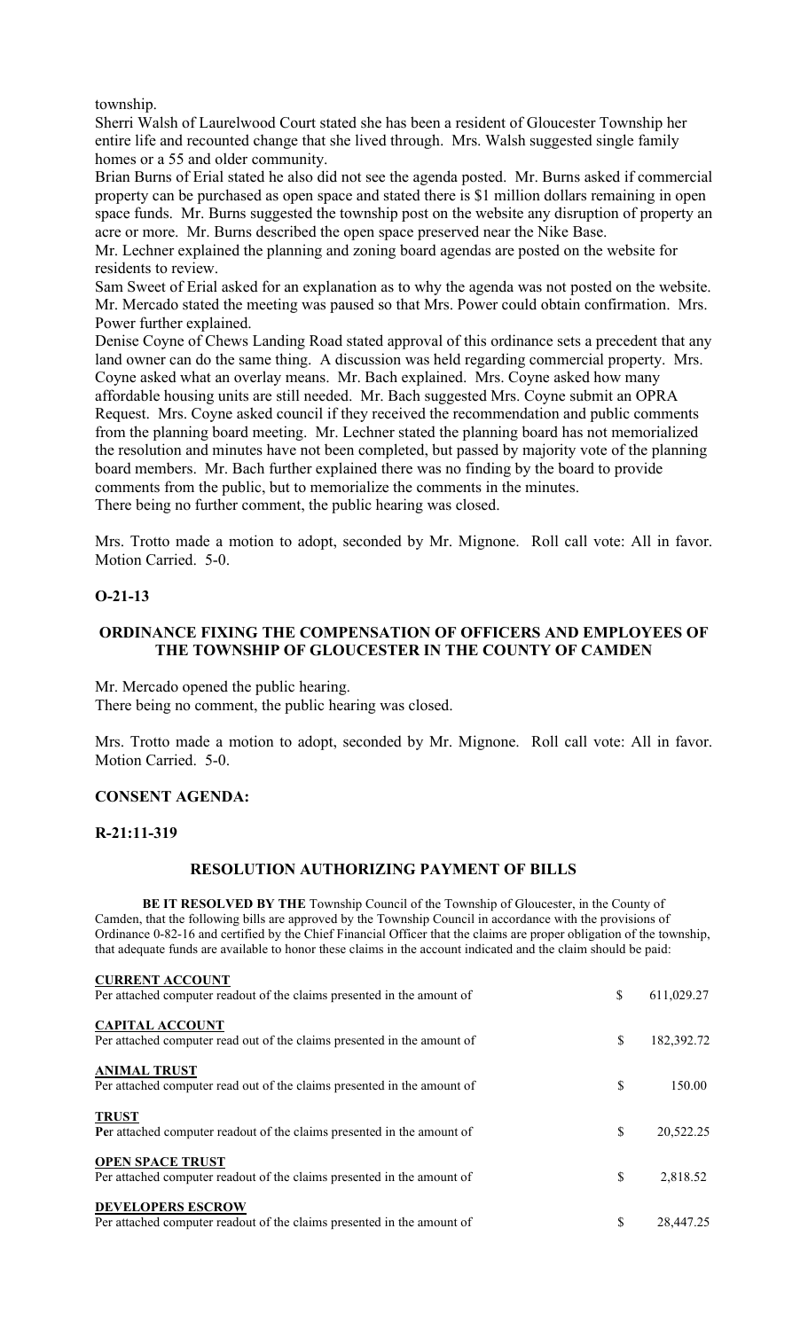township.

Sherri Walsh of Laurelwood Court stated she has been a resident of Gloucester Township her entire life and recounted change that she lived through. Mrs. Walsh suggested single family homes or a 55 and older community.

Brian Burns of Erial stated he also did not see the agenda posted. Mr. Burns asked if commercial property can be purchased as open space and stated there is $1 million dollars remaining in open space funds. Mr. Burns suggested the township post on the website any disruption of property an acre or more. Mr. Burns described the open space preserved near the Nike Base.

Mr. Lechner explained the planning and zoning board agendas are posted on the website for residents to review.

Sam Sweet of Erial asked for an explanation as to why the agenda was not posted on the website. Mr. Mercado stated the meeting was paused so that Mrs. Power could obtain confirmation. Mrs. Power further explained.

Denise Coyne of Chews Landing Road stated approval of this ordinance sets a precedent that any land owner can do the same thing. A discussion was held regarding commercial property. Mrs. Coyne asked what an overlay means. Mr. Bach explained. Mrs. Coyne asked how many affordable housing units are still needed. Mr. Bach suggested Mrs. Coyne submit an OPRA Request. Mrs. Coyne asked council if they received the recommendation and public comments from the planning board meeting. Mr. Lechner stated the planning board has not memorialized the resolution and minutes have not been completed, but passed by majority vote of the planning board members. Mr. Bach further explained there was no finding by the board to provide comments from the public, but to memorialize the comments in the minutes.

There being no further comment, the public hearing was closed.

Mrs. Trotto made a motion to adopt, seconded by Mr. Mignone. Roll call vote: All in favor. Motion Carried. 5-0.

**O-21-13**

**ORDINANCE FIXING THE COMPENSATION OF OFFICERS AND EMPLOYEES OF THE TOWNSHIP OF GLOUCESTER IN THE COUNTY OF CAMDEN**

Mr. Mercado opened the public hearing.
There being no comment, the public hearing was closed.

Mrs. Trotto made a motion to adopt, seconded by Mr. Mignone. Roll call vote: All in favor. Motion Carried. 5-0.

**CONSENT AGENDA:**

**R-21:11-319**

**RESOLUTION AUTHORIZING PAYMENT OF BILLS**

**BE IT RESOLVED BY THE** Township Council of the Township of Gloucester, in the County of Camden, that the following bills are approved by the Township Council in accordance with the provisions of Ordinance 0-82-16 and certified by the Chief Financial Officer that the claims are proper obligation of the township, that adequate funds are available to honor these claims in the account indicated and the claim should be paid:

**CURRENT ACCOUNT**
Per attached computer readout of the claims presented in the amount of $ 611,029.27

**CAPITAL ACCOUNT**
Per attached computer read out of the claims presented in the amount of $ 182,392.72

**ANIMAL TRUST**
Per attached computer read out of the claims presented in the amount of $ 150.00

**TRUST**
Per attached computer readout of the claims presented in the amount of $ 20,522.25

**OPEN SPACE TRUST**
Per attached computer readout of the claims presented in the amount of $ 2,818.52

**DEVELOPERS ESCROW**
Per attached computer readout of the claims presented in the amount of $ 28,447.25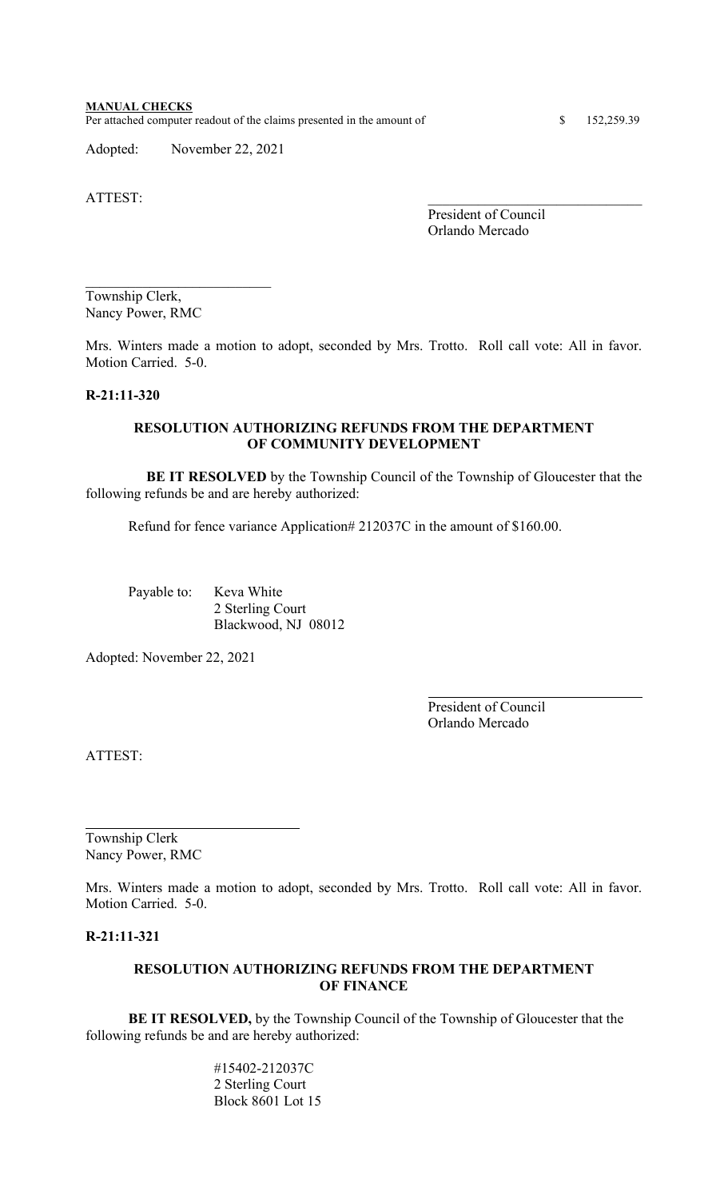**MANUAL CHECKS**

Per attached computer readout of the claims presented in the amount of $ 152,259.39

Adopted: November 22, 2021

ATTEST:

\_\_\_\_\_\_\_\_\_\_\_\_\_\_\_\_\_\_\_\_\_\_\_\_\_\_\_\_\_\_
President of Council
Orlando Mercado

\_\_\_\_\_\_\_\_\_\_\_\_\_\_\_\_\_\_\_\_\_\_\_\_\_\_\_\_\_\_
Township Clerk,
Nancy Power, RMC

Mrs. Winters made a motion to adopt, seconded by Mrs. Trotto. Roll call vote: All in favor. Motion Carried. 5-0.

**R-21:11-320**

**RESOLUTION AUTHORIZING REFUNDS FROM THE DEPARTMENT OF COMMUNITY DEVELOPMENT**

**BE IT RESOLVED** by the Township Council of the Township of Gloucester that the following refunds be and are hereby authorized:

Refund for fence variance Application# 212037C in the amount of $160.00.

Payable to: Keva White
2 Sterling Court
Blackwood, NJ 08012

Adopted: November 22, 2021

\_\_\_\_\_\_\_\_\_\_\_\_\_\_\_\_\_\_\_\_\_\_\_\_\_\_\_\_\_\_
President of Council
Orlando Mercado

ATTEST:

\_\_\_\_\_\_\_\_\_\_\_\_\_\_\_\_\_\_\_\_\_\_\_\_\_\_\_\_\_\_
Township Clerk
Nancy Power, RMC

Mrs. Winters made a motion to adopt, seconded by Mrs. Trotto. Roll call vote: All in favor. Motion Carried. 5-0.

**R-21:11-321**

**RESOLUTION AUTHORIZING REFUNDS FROM THE DEPARTMENT OF FINANCE**

**BE IT RESOLVED,** by the Township Council of the Township of Gloucester that the following refunds be and are hereby authorized:

#15402-212037C
2 Sterling Court
Block 8601 Lot 15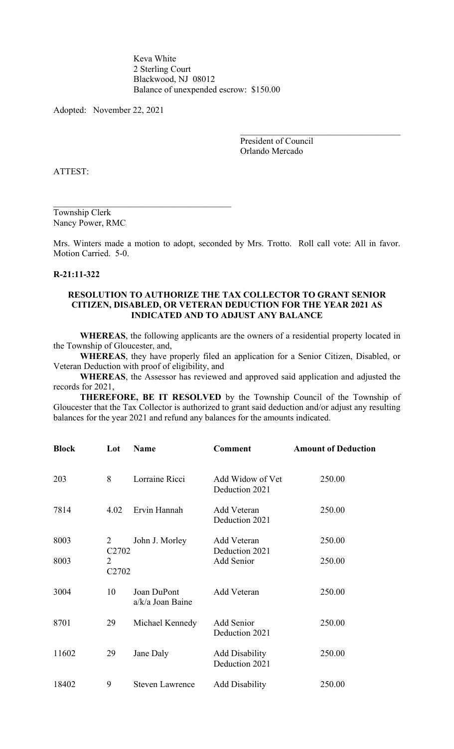Keva White
2 Sterling Court
Blackwood, NJ 08012
Balance of unexpended escrow: $150.00

Adopted: November 22, 2021

\_\_\_\_\_\_\_\_\_\_\_\_\_\_\_\_\_\_\_\_\_\_\_\_\_\_\_\_\_\_\_\_\_\_\_\_
President of Council
Orlando Mercado

ATTEST:

\_\_\_\_\_\_\_\_\_\_\_\_\_\_\_\_\_\_\_\_\_\_\_\_\_\_\_\_\_\_\_\_\_\_\_\_\_\_\_\_\_\_
Township Clerk
Nancy Power, RMC

Mrs. Winters made a motion to adopt, seconded by Mrs. Trotto. Roll call vote: All in favor. Motion Carried. 5-0.

**R-21:11-322**

**RESOLUTION TO AUTHORIZE THE TAX COLLECTOR TO GRANT SENIOR CITIZEN, DISABLED, OR VETERAN DEDUCTION FOR THE YEAR 2021 AS INDICATED AND TO ADJUST ANY BALANCE**

**WHEREAS**, the following applicants are the owners of a residential property located in the Township of Gloucester, and,

**WHEREAS**, they have properly filed an application for a Senior Citizen, Disabled, or Veteran Deduction with proof of eligibility, and

**WHEREAS**, the Assessor has reviewed and approved said application and adjusted the records for 2021,

**THEREFORE, BE IT RESOLVED** by the Township Council of the Township of Gloucester that the Tax Collector is authorized to grant said deduction and/or adjust any resulting balances for the year 2021 and refund any balances for the amounts indicated.

| Block | Lot | Name | Comment | Amount of Deduction |
|---|---|---|---|---|
| 203 | 8 | Lorraine Ricci | Add Widow of Vet Deduction 2021 | 250.00 |
| 7814 | 4.02 | Ervin Hannah | Add Veteran Deduction 2021 | 250.00 |
| 8003 | 2 C2702 | John J. Morley | Add Veteran Deduction 2021 | 250.00 |
| 8003 | 2 C2702 | | Add Senior | 250.00 |
| 3004 | 10 | Joan DuPont a/k/a Joan Baine | Add Veteran | 250.00 |
| 8701 | 29 | Michael Kennedy | Add Senior Deduction 2021 | 250.00 |
| 11602 | 29 | Jane Daly | Add Disability Deduction 2021 | 250.00 |
| 18402 | 9 | Steven Lawrence | Add Disability | 250.00 |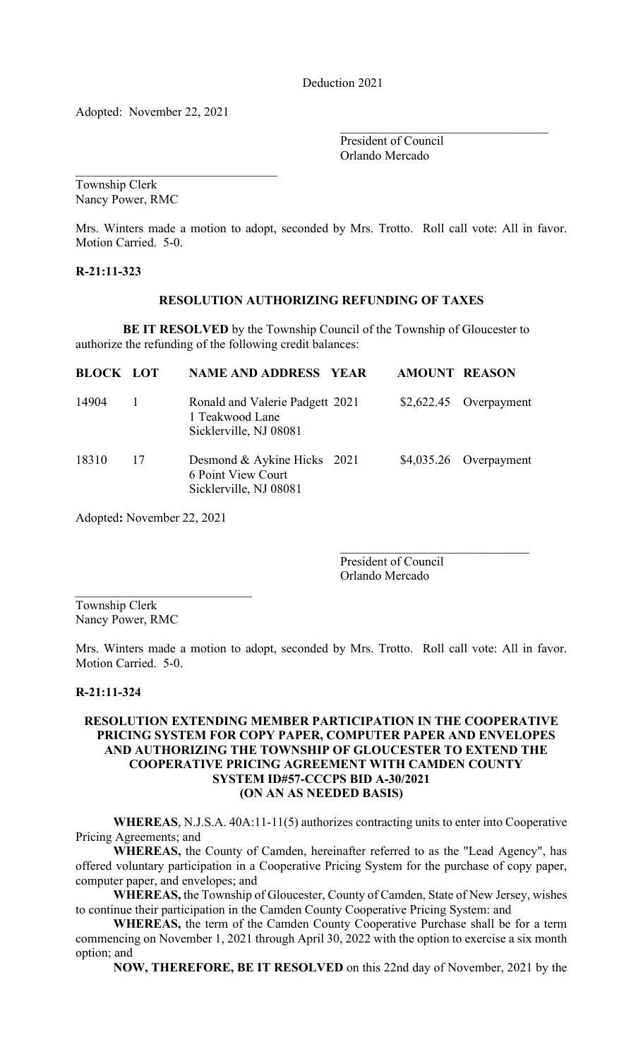Deduction 2021

Adopted: November 22, 2021

\_\_\_\_\_\_\_\_\_\_\_\_\_\_\_\_\_\_\_\_\_\_\_\_\_\_\_\_\_\_\_\_\_\_

President of Council
Orlando Mercado

\_\_\_\_\_\_\_\_\_\_\_\_\_\_\_\_\_\_\_\_\_\_\_\_\_\_\_\_\_\_\_\_\_\_

Township Clerk
Nancy Power, RMC

Mrs. Winters made a motion to adopt, seconded by Mrs. Trotto. Roll call vote: All in favor. Motion Carried. 5-0.

**R-21:11-323**

**RESOLUTION AUTHORIZING REFUNDING OF TAXES**

**BE IT RESOLVED** by the Township Council of the Township of Gloucester to authorize the refunding of the following credit balances:

| BLOCK | LOT | NAME AND ADDRESS | YEAR | AMOUNT | REASON |
|---|---|---|---|---|---|
| 14904 | 1 | Ronald and Valerie Padgett<br>1 Teakwood Lane<br>Sicklerville, NJ 08081 | 2021 | $2,622.45 | Overpayment |
| 18310 | 17 | Desmond & Aykine Hicks<br>6 Point View Court<br>Sicklerville, NJ 08081 | 2021 | $4,035.26 | Overpayment |

Adopted**:** November 22, 2021

\_\_\_\_\_\_\_\_\_\_\_\_\_\_\_\_\_\_\_\_\_\_\_\_\_\_\_\_\_\_\_\_\_\_

President of Council
Orlando Mercado

\_\_\_\_\_\_\_\_\_\_\_\_\_\_\_\_\_\_\_\_\_\_\_\_\_\_\_\_\_\_\_\_\_\_

Township Clerk
Nancy Power, RMC

Mrs. Winters made a motion to adopt, seconded by Mrs. Trotto. Roll call vote: All in favor. Motion Carried. 5-0.

**R-21:11-324**

**RESOLUTION EXTENDING MEMBER PARTICIPATION IN THE COOPERATIVE PRICING SYSTEM FOR COPY PAPER, COMPUTER PAPER AND ENVELOPES AND AUTHORIZING THE TOWNSHIP OF GLOUCESTER TO EXTEND THE COOPERATIVE PRICING AGREEMENT WITH CAMDEN COUNTY SYSTEM ID#57-CCCPS BID A-30/2021 (ON AN AS NEEDED BASIS)**

**WHEREAS**, N.J.S.A. 40A:11-11(5) authorizes contracting units to enter into Cooperative Pricing Agreements; and

**WHEREAS,** the County of Camden, hereinafter referred to as the "Lead Agency", has offered voluntary participation in a Cooperative Pricing System for the purchase of copy paper, computer paper, and envelopes; and

**WHEREAS,** the Township of Gloucester, County of Camden, State of New Jersey, wishes to continue their participation in the Camden County Cooperative Pricing System: and

**WHEREAS,** the term of the Camden County Cooperative Purchase shall be for a term commencing on November 1, 2021 through April 30, 2022 with the option to exercise a six month option; and

**NOW, THEREFORE, BE IT RESOLVED** on this 22nd day of November, 2021 by the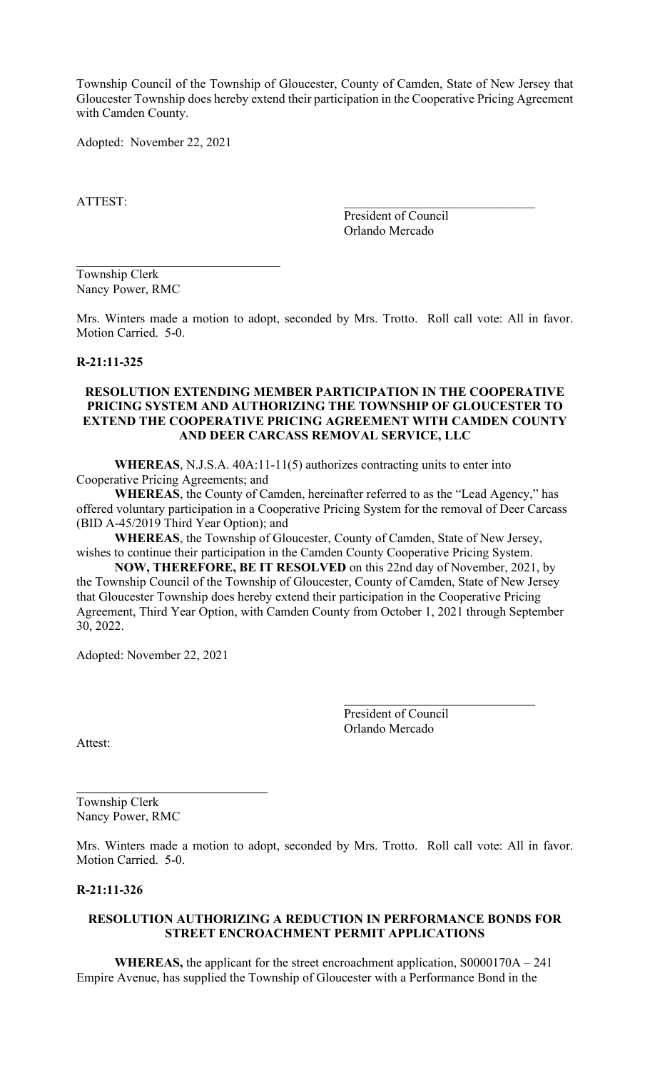Township Council of the Township of Gloucester, County of Camden, State of New Jersey that Gloucester Township does hereby extend their participation in the Cooperative Pricing Agreement with Camden County.

Adopted: November 22, 2021

ATTEST:

\_\_\_\_\_\_\_\_\_\_\_\_\_\_\_\_\_\_\_\_\_\_\_\_\_\_\_\_\_\_
President of Council
Orlando Mercado

\_\_\_\_\_\_\_\_\_\_\_\_\_\_\_\_\_\_\_\_\_\_\_\_\_\_\_\_\_\_
Township Clerk
Nancy Power, RMC

Mrs. Winters made a motion to adopt, seconded by Mrs. Trotto. Roll call vote: All in favor. Motion Carried. 5-0.

**R-21:11-325**

**RESOLUTION EXTENDING MEMBER PARTICIPATION IN THE COOPERATIVE PRICING SYSTEM AND AUTHORIZING THE TOWNSHIP OF GLOUCESTER TO EXTEND THE COOPERATIVE PRICING AGREEMENT WITH CAMDEN COUNTY AND DEER CARCASS REMOVAL SERVICE, LLC**

**WHEREAS**, N.J.S.A. 40A:11-11(5) authorizes contracting units to enter into Cooperative Pricing Agreements; and

**WHEREAS**, the County of Camden, hereinafter referred to as the "Lead Agency," has offered voluntary participation in a Cooperative Pricing System for the removal of Deer Carcass (BID A-45/2019 Third Year Option); and

**WHEREAS**, the Township of Gloucester, County of Camden, State of New Jersey, wishes to continue their participation in the Camden County Cooperative Pricing System.

**NOW, THEREFORE, BE IT RESOLVED** on this 22nd day of November, 2021, by the Township Council of the Township of Gloucester, County of Camden, State of New Jersey that Gloucester Township does hereby extend their participation in the Cooperative Pricing Agreement, Third Year Option, with Camden County from October 1, 2021 through September 30, 2022.

Adopted: November 22, 2021

\_\_\_\_\_\_\_\_\_\_\_\_\_\_\_\_\_\_\_\_\_\_\_\_\_\_\_\_\_\_
President of Council
Orlando Mercado

Attest:

\_\_\_\_\_\_\_\_\_\_\_\_\_\_\_\_\_\_\_\_\_\_\_\_\_\_\_\_\_\_
Township Clerk
Nancy Power, RMC

Mrs. Winters made a motion to adopt, seconded by Mrs. Trotto. Roll call vote: All in favor. Motion Carried. 5-0.

**R-21:11-326**

**RESOLUTION AUTHORIZING A REDUCTION IN PERFORMANCE BONDS FOR STREET ENCROACHMENT PERMIT APPLICATIONS**

**WHEREAS,** the applicant for the street encroachment application, S0000170A – 241 Empire Avenue, has supplied the Township of Gloucester with a Performance Bond in the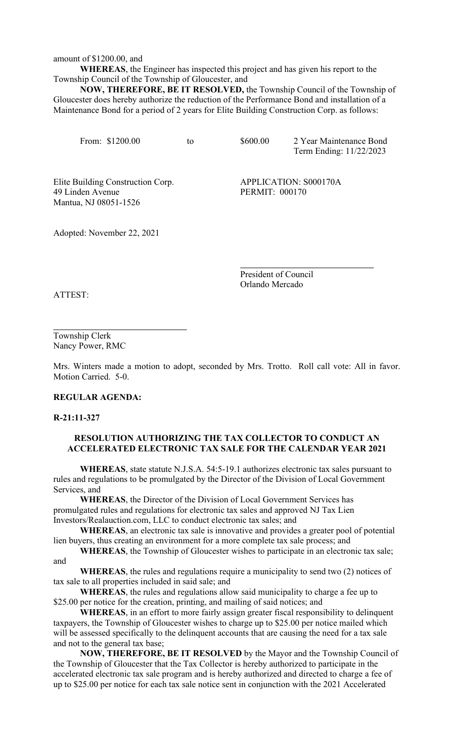amount of $1200.00, and

**WHEREAS**, the Engineer has inspected this project and has given his report to the Township Council of the Township of Gloucester, and

**NOW, THEREFORE, BE IT RESOLVED,** the Township Council of the Township of Gloucester does hereby authorize the reduction of the Performance Bond and installation of a Maintenance Bond for a period of 2 years for Elite Building Construction Corp. as follows:

From: $1200.00 to $600.00 2 Year Maintenance Bond
Term Ending: 11/22/2023

Elite Building Construction Corp.
49 Linden Avenue
Mantua, NJ 08051-1526

APPLICATION: S000170A
PERMIT: 000170

Adopted: November 22, 2021

President of Council
Orlando Mercado

ATTEST:

Township Clerk
Nancy Power, RMC

Mrs. Winters made a motion to adopt, seconded by Mrs. Trotto. Roll call vote: All in favor. Motion Carried. 5-0.

**REGULAR AGENDA:**

**R-21:11-327**

**RESOLUTION AUTHORIZING THE TAX COLLECTOR TO CONDUCT AN ACCELERATED ELECTRONIC TAX SALE FOR THE CALENDAR YEAR 2021**

**WHEREAS**, state statute N.J.S.A. 54:5-19.1 authorizes electronic tax sales pursuant to rules and regulations to be promulgated by the Director of the Division of Local Government Services, and

**WHEREAS**, the Director of the Division of Local Government Services has promulgated rules and regulations for electronic tax sales and approved NJ Tax Lien Investors/Realauction.com, LLC to conduct electronic tax sales; and

**WHEREAS**, an electronic tax sale is innovative and provides a greater pool of potential lien buyers, thus creating an environment for a more complete tax sale process; and

**WHEREAS**, the Township of Gloucester wishes to participate in an electronic tax sale; and

**WHEREAS**, the rules and regulations require a municipality to send two (2) notices of tax sale to all properties included in said sale; and

**WHEREAS**, the rules and regulations allow said municipality to charge a fee up to $25.00 per notice for the creation, printing, and mailing of said notices; and

**WHEREAS**, in an effort to more fairly assign greater fiscal responsibility to delinquent taxpayers, the Township of Gloucester wishes to charge up to $25.00 per notice mailed which will be assessed specifically to the delinquent accounts that are causing the need for a tax sale and not to the general tax base;

**NOW, THEREFORE, BE IT RESOLVED** by the Mayor and the Township Council of the Township of Gloucester that the Tax Collector is hereby authorized to participate in the accelerated electronic tax sale program and is hereby authorized and directed to charge a fee of up to $25.00 per notice for each tax sale notice sent in conjunction with the 2021 Accelerated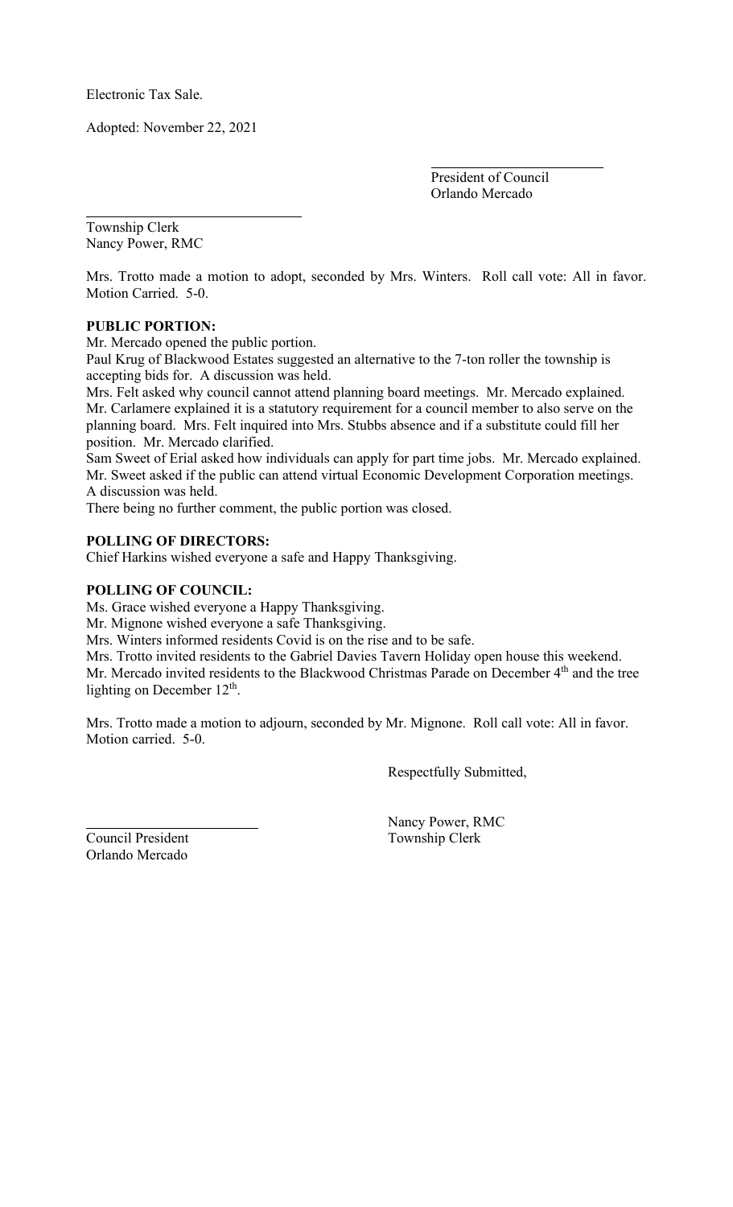Electronic Tax Sale.

Adopted: November 22, 2021

President of Council
Orlando Mercado

Township Clerk
Nancy Power, RMC

Mrs. Trotto made a motion to adopt, seconded by Mrs. Winters. Roll call vote: All in favor. Motion Carried. 5-0.

**PUBLIC PORTION:**

Mr. Mercado opened the public portion.

Paul Krug of Blackwood Estates suggested an alternative to the 7-ton roller the township is accepting bids for. A discussion was held.

Mrs. Felt asked why council cannot attend planning board meetings. Mr. Mercado explained. Mr. Carlamere explained it is a statutory requirement for a council member to also serve on the planning board. Mrs. Felt inquired into Mrs. Stubbs absence and if a substitute could fill her position. Mr. Mercado clarified.

Sam Sweet of Erial asked how individuals can apply for part time jobs. Mr. Mercado explained. Mr. Sweet asked if the public can attend virtual Economic Development Corporation meetings. A discussion was held.

There being no further comment, the public portion was closed.

**POLLING OF DIRECTORS:**

Chief Harkins wished everyone a safe and Happy Thanksgiving.

**POLLING OF COUNCIL:**

Ms. Grace wished everyone a Happy Thanksgiving.

Mr. Mignone wished everyone a safe Thanksgiving.

Mrs. Winters informed residents Covid is on the rise and to be safe.

Mrs. Trotto invited residents to the Gabriel Davies Tavern Holiday open house this weekend.

Mr. Mercado invited residents to the Blackwood Christmas Parade on December 4th and the tree lighting on December 12th.

Mrs. Trotto made a motion to adjourn, seconded by Mr. Mignone. Roll call vote: All in favor. Motion carried. 5-0.

Respectfully Submitted,

Nancy Power, RMC
Township Clerk

Council President
Orlando Mercado